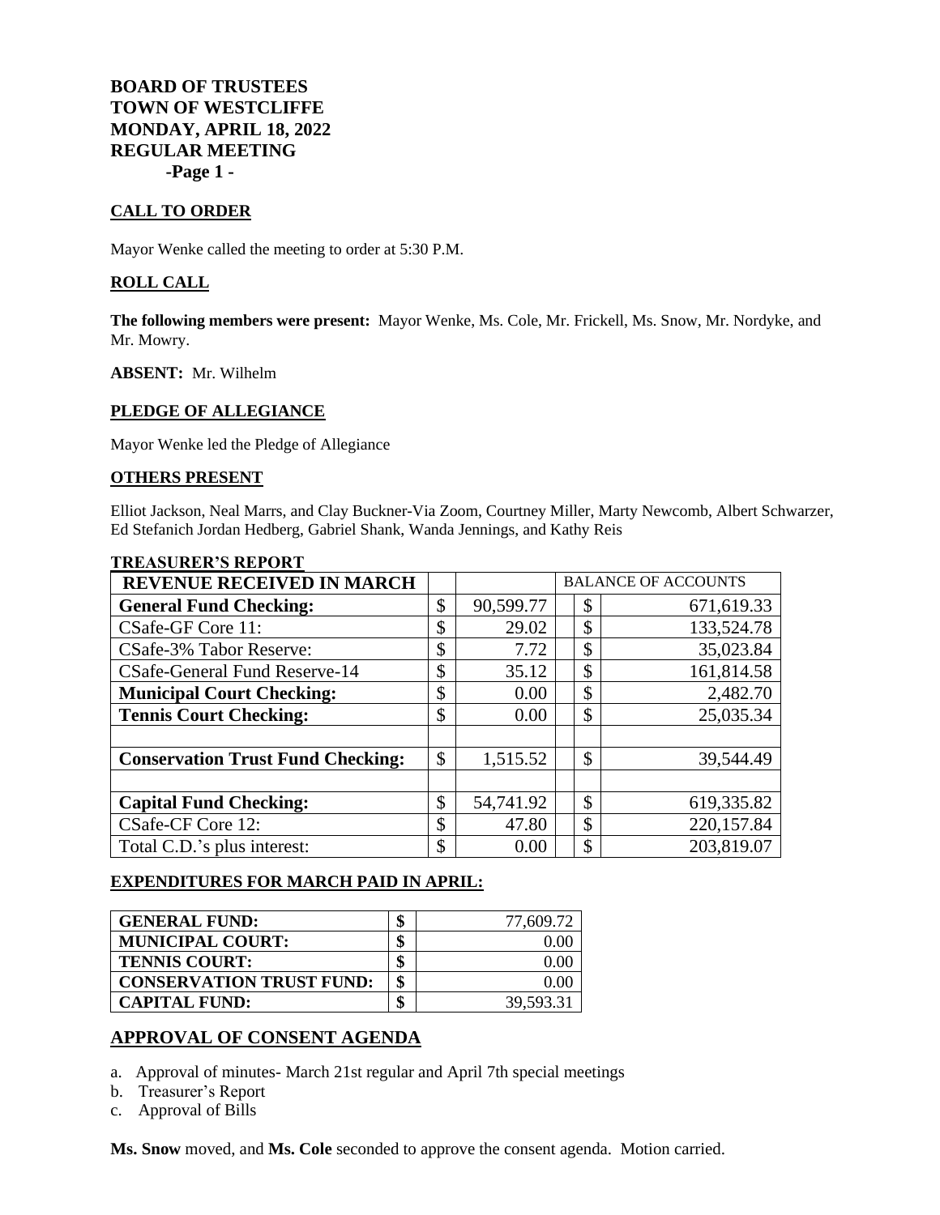**BOARD OF TRUSTEES**
**TOWN OF WESTCLIFFE**
**MONDAY, APRIL 18, 2022**
**REGULAR MEETING**
**-Page 1 -**

## CALL TO ORDER

Mayor Wenke called the meeting to order at 5:30 P.M.

## ROLL CALL

**The following members were present:** Mayor Wenke, Ms. Cole, Mr. Frickell, Ms. Snow, Mr. Nordyke, and Mr. Mowry.

**ABSENT:** Mr. Wilhelm

## PLEDGE OF ALLEGIANCE

Mayor Wenke led the Pledge of Allegiance

## OTHERS PRESENT

Elliot Jackson, Neal Marrs, and Clay Buckner-Via Zoom, Courtney Miller, Marty Newcomb, Albert Schwarzer, Ed Stefanich Jordan Hedberg, Gabriel Shank, Wanda Jennings, and Kathy Reis

## TREASURER'S REPORT

| **REVENUE RECEIVED IN MARCH** | | | BALANCE OF ACCOUNTS | |
|---|---|---|---|---|
| **General Fund Checking:** | $ | 90,599.77 | $ | 671,619.33 |
| CSafe-GF Core 11: | $ | 29.02 | $ | 133,524.78 |
| CSafe-3% Tabor Reserve: | $ | 7.72 | $ | 35,023.84 |
| CSafe-General Fund Reserve-14 | $ | 35.12 | $ | 161,814.58 |
| **Municipal Court Checking:** | $ | 0.00 | $ | 2,482.70 |
| **Tennis Court Checking:** | $ | 0.00 | $ | 25,035.34 |
| | | | | |
| **Conservation Trust Fund Checking:** | $ | 1,515.52 | $ | 39,544.49 |
| | | | | |
| **Capital Fund Checking:** | $ | 54,741.92 | $ | 619,335.82 |
| CSafe-CF Core 12: | $ | 47.80 | $ | 220,157.84 |
| Total C.D.'s plus interest: | $ | 0.00 | $ | 203,819.07 |

## EXPENDITURES FOR MARCH PAID IN APRIL:

| | | |
|---|---|---|
| **GENERAL FUND:** | **$** | 77,609.72 |
| **MUNICIPAL COURT:** | **$** | 0.00 |
| **TENNIS COURT:** | **$** | 0.00 |
| **CONSERVATION TRUST FUND:** | **$** | 0.00 |
| **CAPITAL FUND:** | **$** | 39,593.31 |

## APPROVAL OF CONSENT AGENDA

a. Approval of minutes- March 21st regular and April 7th special meetings
b. Treasurer's Report
c. Approval of Bills

**Ms. Snow** moved, and **Ms. Cole** seconded to approve the consent agenda. Motion carried.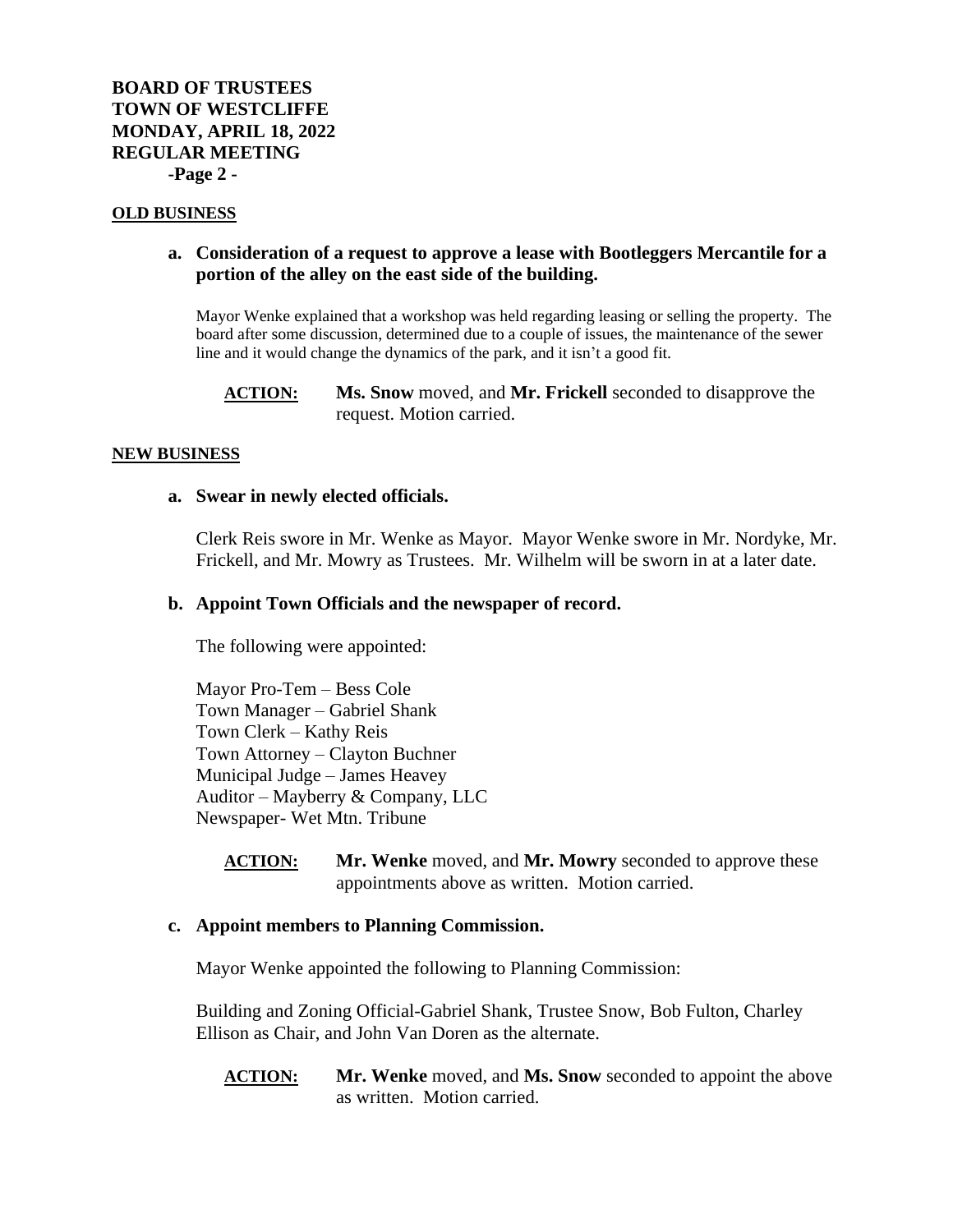**OLD BUSINESS**

**a. Consideration of a request to approve a lease with Bootleggers Mercantile for a portion of the alley on the east side of the building.**

Mayor Wenke explained that a workshop was held regarding leasing or selling the property. The board after some discussion, determined due to a couple of issues, the maintenance of the sewer line and it would change the dynamics of the park, and it isn't a good fit.

**ACTION:** **Ms. Snow** moved, and **Mr. Frickell** seconded to disapprove the request. Motion carried.

**NEW BUSINESS**

**a. Swear in newly elected officials.**

Clerk Reis swore in Mr. Wenke as Mayor. Mayor Wenke swore in Mr. Nordyke, Mr. Frickell, and Mr. Mowry as Trustees. Mr. Wilhelm will be sworn in at a later date.

**b. Appoint Town Officials and the newspaper of record.**

The following were appointed:

Mayor Pro-Tem – Bess Cole
Town Manager – Gabriel Shank
Town Clerk – Kathy Reis
Town Attorney – Clayton Buchner
Municipal Judge – James Heavey
Auditor – Mayberry & Company, LLC
Newspaper- Wet Mtn. Tribune

**ACTION:** **Mr. Wenke** moved, and **Mr. Mowry** seconded to approve these appointments above as written. Motion carried.

**c. Appoint members to Planning Commission.**

Mayor Wenke appointed the following to Planning Commission:

Building and Zoning Official-Gabriel Shank, Trustee Snow, Bob Fulton, Charley Ellison as Chair, and John Van Doren as the alternate.

**ACTION:** **Mr. Wenke** moved, and **Ms. Snow** seconded to appoint the above as written. Motion carried.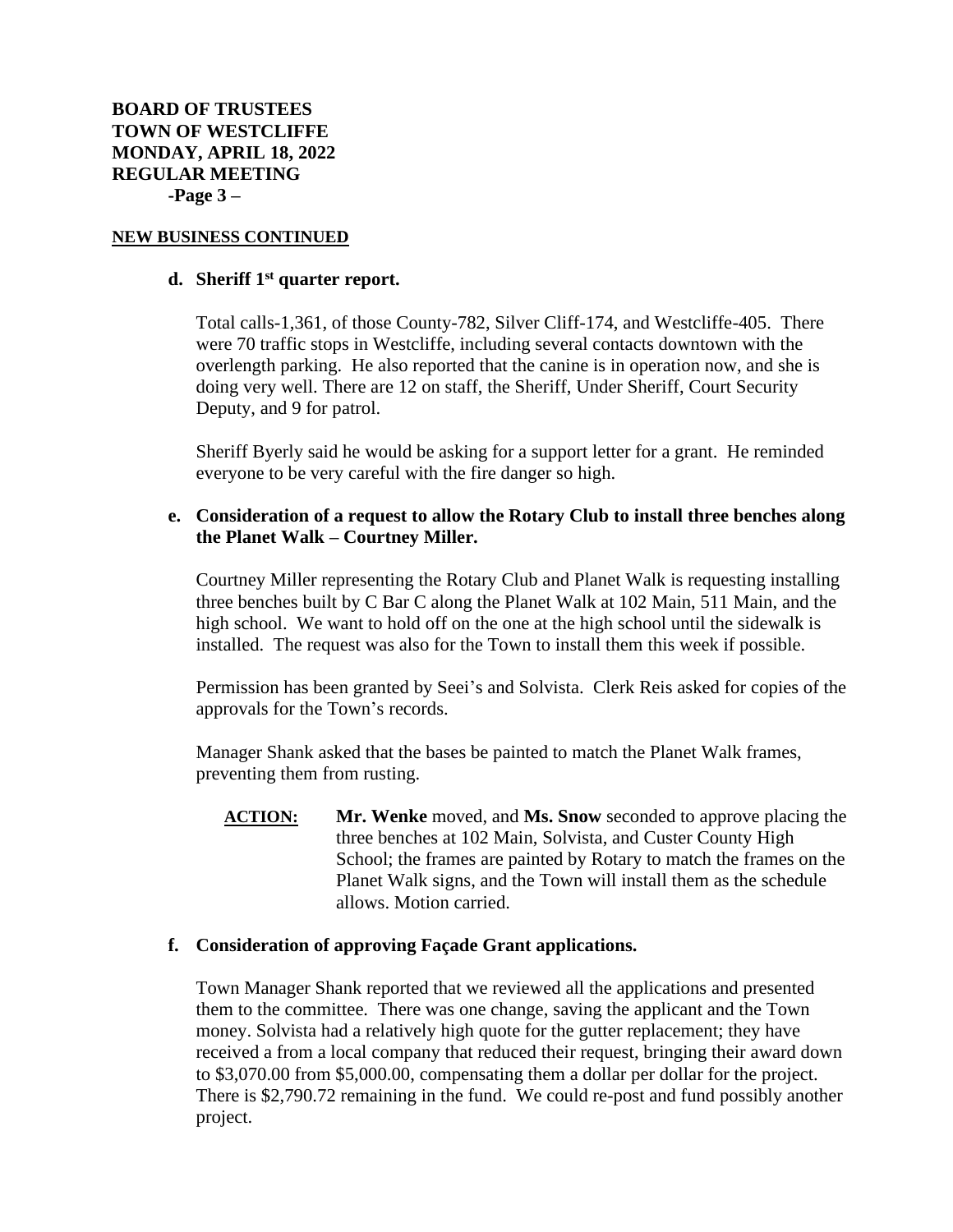**NEW BUSINESS CONTINUED**

**d. Sheriff 1st quarter report.**

Total calls-1,361, of those County-782, Silver Cliff-174, and Westcliffe-405. There were 70 traffic stops in Westcliffe, including several contacts downtown with the overlength parking. He also reported that the canine is in operation now, and she is doing very well. There are 12 on staff, the Sheriff, Under Sheriff, Court Security Deputy, and 9 for patrol.

Sheriff Byerly said he would be asking for a support letter for a grant. He reminded everyone to be very careful with the fire danger so high.

**e. Consideration of a request to allow the Rotary Club to install three benches along the Planet Walk – Courtney Miller.**

Courtney Miller representing the Rotary Club and Planet Walk is requesting installing three benches built by C Bar C along the Planet Walk at 102 Main, 511 Main, and the high school. We want to hold off on the one at the high school until the sidewalk is installed. The request was also for the Town to install them this week if possible.

Permission has been granted by Seei's and Solvista. Clerk Reis asked for copies of the approvals for the Town's records.

Manager Shank asked that the bases be painted to match the Planet Walk frames, preventing them from rusting.

**ACTION:** **Mr. Wenke** moved, and **Ms. Snow** seconded to approve placing the three benches at 102 Main, Solvista, and Custer County High School; the frames are painted by Rotary to match the frames on the Planet Walk signs, and the Town will install them as the schedule allows. Motion carried.

**f. Consideration of approving Façade Grant applications.**

Town Manager Shank reported that we reviewed all the applications and presented them to the committee. There was one change, saving the applicant and the Town money. Solvista had a relatively high quote for the gutter replacement; they have received a from a local company that reduced their request, bringing their award down to $3,070.00 from $5,000.00, compensating them a dollar per dollar for the project. There is $2,790.72 remaining in the fund. We could re-post and fund possibly another project.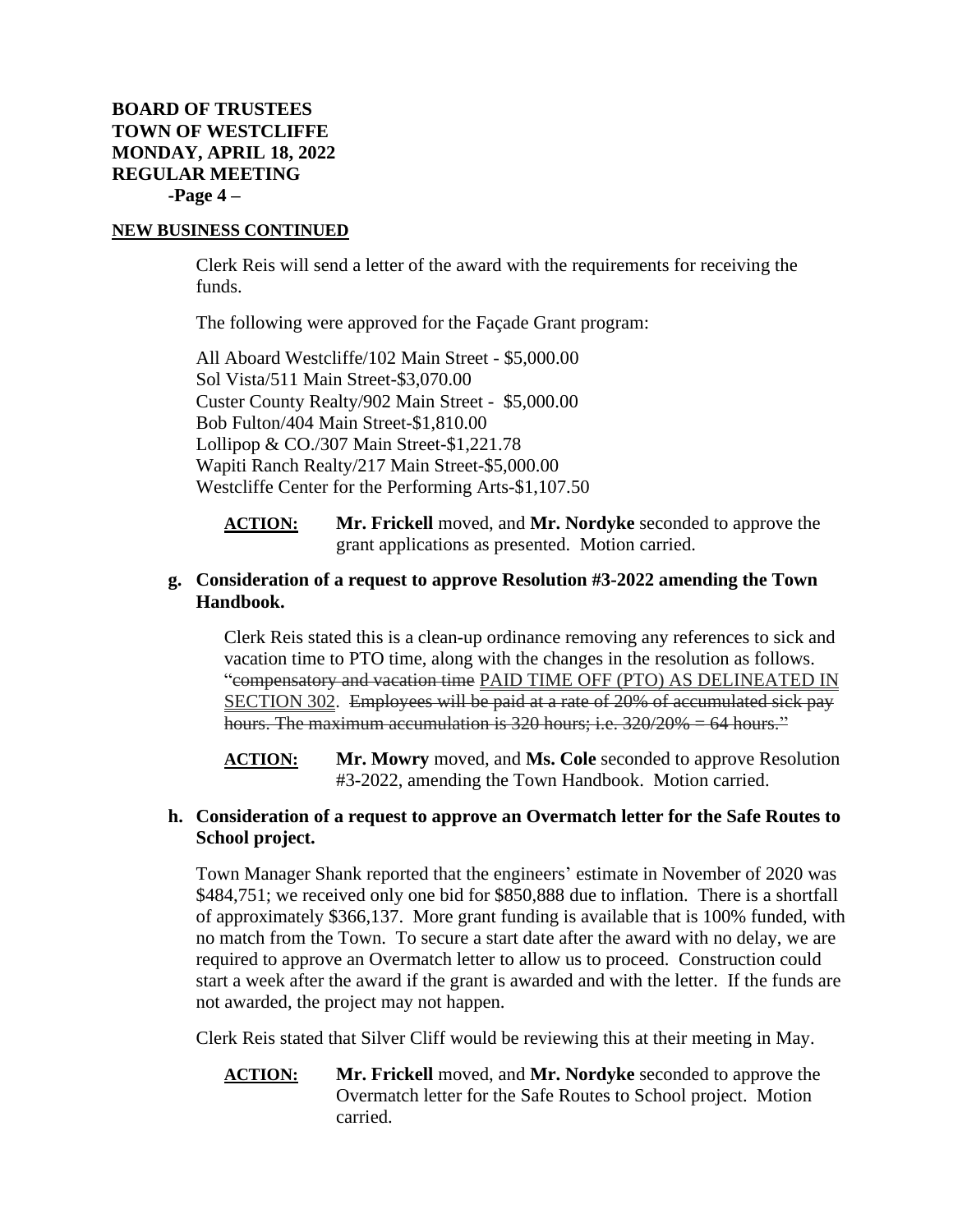**NEW BUSINESS CONTINUED**

Clerk Reis will send a letter of the award with the requirements for receiving the funds.

The following were approved for the Façade Grant program:

All Aboard Westcliffe/102 Main Street - $5,000.00
Sol Vista/511 Main Street-$3,070.00
Custer County Realty/902 Main Street - $5,000.00
Bob Fulton/404 Main Street-$1,810.00
Lollipop & CO./307 Main Street-$1,221.78
Wapiti Ranch Realty/217 Main Street-$5,000.00
Westcliffe Center for the Performing Arts-$1,107.50

**ACTION:** **Mr. Frickell** moved, and **Mr. Nordyke** seconded to approve the grant applications as presented. Motion carried.

**g. Consideration of a request to approve Resolution #3-2022 amending the Town Handbook.**

Clerk Reis stated this is a clean-up ordinance removing any references to sick and vacation time to PTO time, along with the changes in the resolution as follows. "~~compensatory and vacation time~~ PAID TIME OFF (PTO) AS DELINEATED IN SECTION 302. ~~Employees will be paid at a rate of 20% of accumulated sick pay hours. The maximum accumulation is 320 hours; i.e. 320/20% = 64 hours.~~"

**ACTION:** **Mr. Mowry** moved, and **Ms. Cole** seconded to approve Resolution #3-2022, amending the Town Handbook. Motion carried.

**h. Consideration of a request to approve an Overmatch letter for the Safe Routes to School project.**

Town Manager Shank reported that the engineers' estimate in November of 2020 was $484,751; we received only one bid for $850,888 due to inflation. There is a shortfall of approximately $366,137. More grant funding is available that is 100% funded, with no match from the Town. To secure a start date after the award with no delay, we are required to approve an Overmatch letter to allow us to proceed. Construction could start a week after the award if the grant is awarded and with the letter. If the funds are not awarded, the project may not happen.

Clerk Reis stated that Silver Cliff would be reviewing this at their meeting in May.

**ACTION:** **Mr. Frickell** moved, and **Mr. Nordyke** seconded to approve the Overmatch letter for the Safe Routes to School project. Motion carried.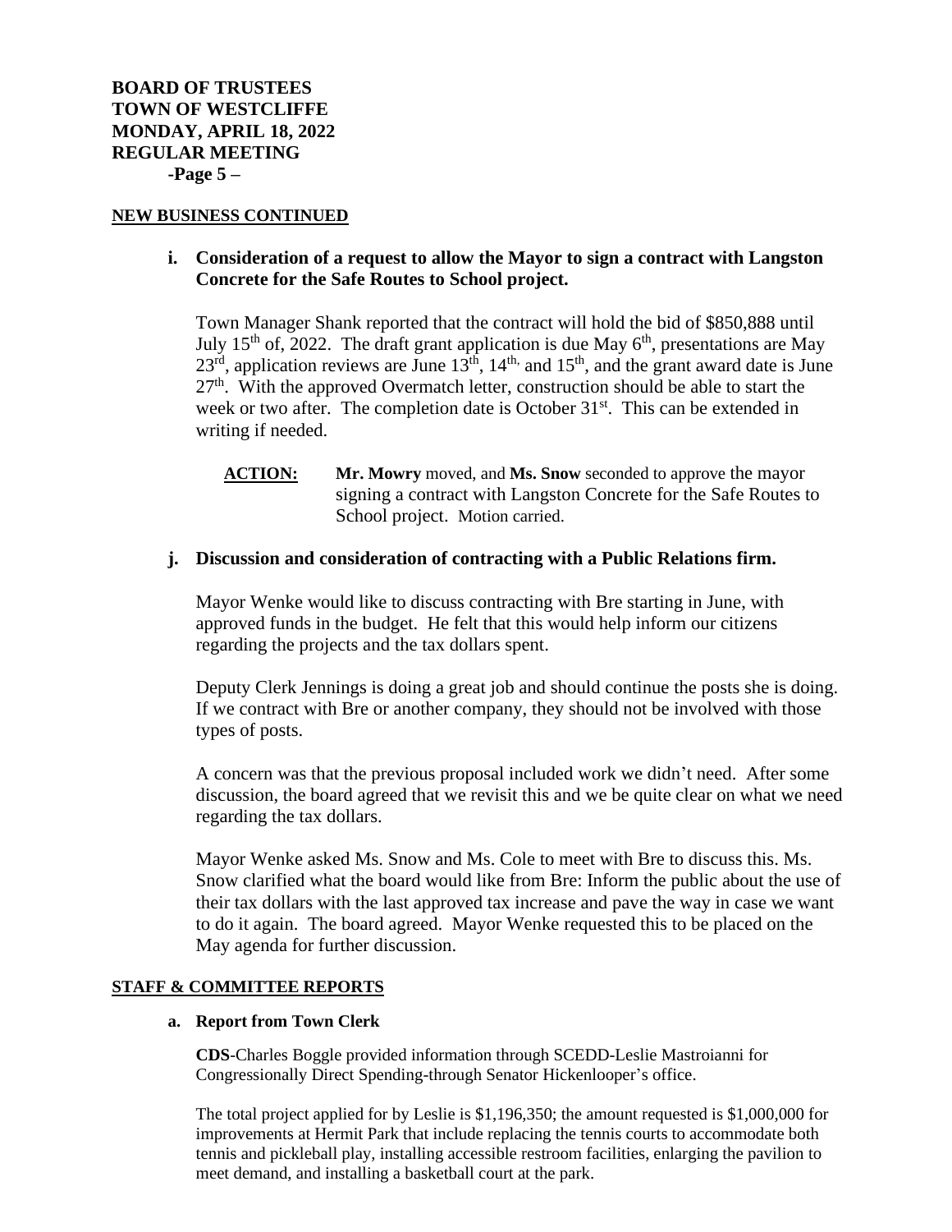**NEW BUSINESS CONTINUED**

**i. Consideration of a request to allow the Mayor to sign a contract with Langston Concrete for the Safe Routes to School project.**

Town Manager Shank reported that the contract will hold the bid of $850,888 until July 15th of, 2022. The draft grant application is due May 6th, presentations are May 23rd, application reviews are June 13th, 14th, and 15th, and the grant award date is June 27th. With the approved Overmatch letter, construction should be able to start the week or two after. The completion date is October 31st. This can be extended in writing if needed.

**ACTION:** **Mr. Mowry** moved, and **Ms. Snow** seconded to approve the mayor signing a contract with Langston Concrete for the Safe Routes to School project. Motion carried.

**j. Discussion and consideration of contracting with a Public Relations firm.**

Mayor Wenke would like to discuss contracting with Bre starting in June, with approved funds in the budget. He felt that this would help inform our citizens regarding the projects and the tax dollars spent.

Deputy Clerk Jennings is doing a great job and should continue the posts she is doing. If we contract with Bre or another company, they should not be involved with those types of posts.

A concern was that the previous proposal included work we didn't need. After some discussion, the board agreed that we revisit this and we be quite clear on what we need regarding the tax dollars.

Mayor Wenke asked Ms. Snow and Ms. Cole to meet with Bre to discuss this. Ms. Snow clarified what the board would like from Bre: Inform the public about the use of their tax dollars with the last approved tax increase and pave the way in case we want to do it again. The board agreed. Mayor Wenke requested this to be placed on the May agenda for further discussion.

**STAFF & COMMITTEE REPORTS**

**a. Report from Town Clerk**

**CDS**-Charles Boggle provided information through SCEDD-Leslie Mastroianni for Congressionally Direct Spending-through Senator Hickenlooper's office.

The total project applied for by Leslie is $1,196,350; the amount requested is $1,000,000 for improvements at Hermit Park that include replacing the tennis courts to accommodate both tennis and pickleball play, installing accessible restroom facilities, enlarging the pavilion to meet demand, and installing a basketball court at the park.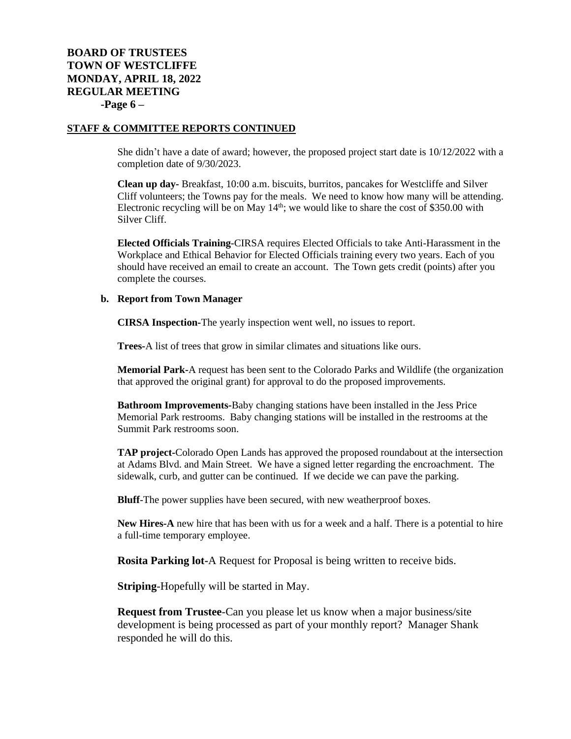**STAFF & COMMITTEE REPORTS CONTINUED**

She didn't have a date of award; however, the proposed project start date is 10/12/2022 with a completion date of 9/30/2023.

**Clean up day-** Breakfast, 10:00 a.m. biscuits, burritos, pancakes for Westcliffe and Silver Cliff volunteers; the Towns pay for the meals. We need to know how many will be attending. Electronic recycling will be on May 14th; we would like to share the cost of $350.00 with Silver Cliff.

**Elected Officials Training**-CIRSA requires Elected Officials to take Anti-Harassment in the Workplace and Ethical Behavior for Elected Officials training every two years. Each of you should have received an email to create an account. The Town gets credit (points) after you complete the courses.

**b. Report from Town Manager**

**CIRSA Inspection**-The yearly inspection went well, no issues to report.

**Trees**-A list of trees that grow in similar climates and situations like ours.

**Memorial Park**-A request has been sent to the Colorado Parks and Wildlife (the organization that approved the original grant) for approval to do the proposed improvements.

**Bathroom Improvements**-Baby changing stations have been installed in the Jess Price Memorial Park restrooms. Baby changing stations will be installed in the restrooms at the Summit Park restrooms soon.

**TAP project**-Colorado Open Lands has approved the proposed roundabout at the intersection at Adams Blvd. and Main Street. We have a signed letter regarding the encroachment. The sidewalk, curb, and gutter can be continued. If we decide we can pave the parking.

**Bluff**-The power supplies have been secured, with new weatherproof boxes.

**New Hires-A** new hire that has been with us for a week and a half. There is a potential to hire a full-time temporary employee.

**Rosita Parking lot**-A Request for Proposal is being written to receive bids.

**Striping**-Hopefully will be started in May.

**Request from Trustee**-Can you please let us know when a major business/site development is being processed as part of your monthly report? Manager Shank responded he will do this.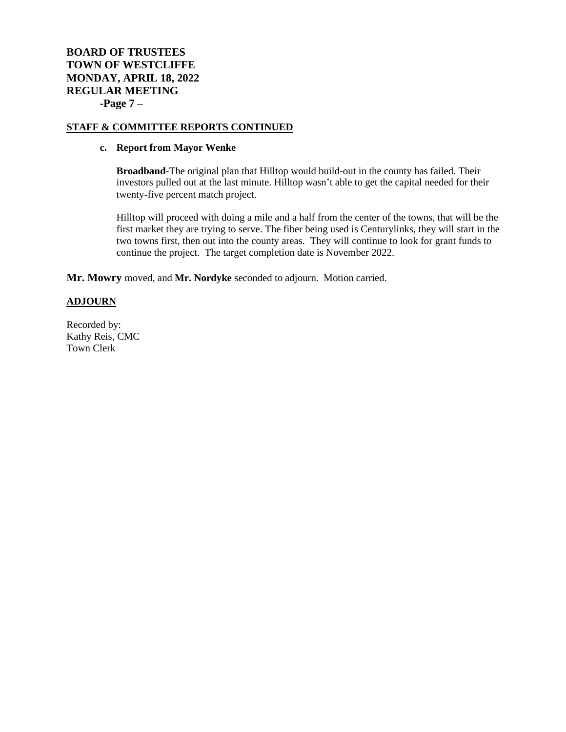**STAFF & COMMITTEE REPORTS CONTINUED**

**c. Report from Mayor Wenke**

**Broadband**-The original plan that Hilltop would build-out in the county has failed. Their investors pulled out at the last minute. Hilltop wasn't able to get the capital needed for their twenty-five percent match project.

Hilltop will proceed with doing a mile and a half from the center of the towns, that will be the first market they are trying to serve. The fiber being used is Centurylinks, they will start in the two towns first, then out into the county areas. They will continue to look for grant funds to continue the project. The target completion date is November 2022.

**Mr. Mowry** moved, and **Mr. Nordyke** seconded to adjourn. Motion carried.

**ADJOURN**

Recorded by:
Kathy Reis, CMC
Town Clerk